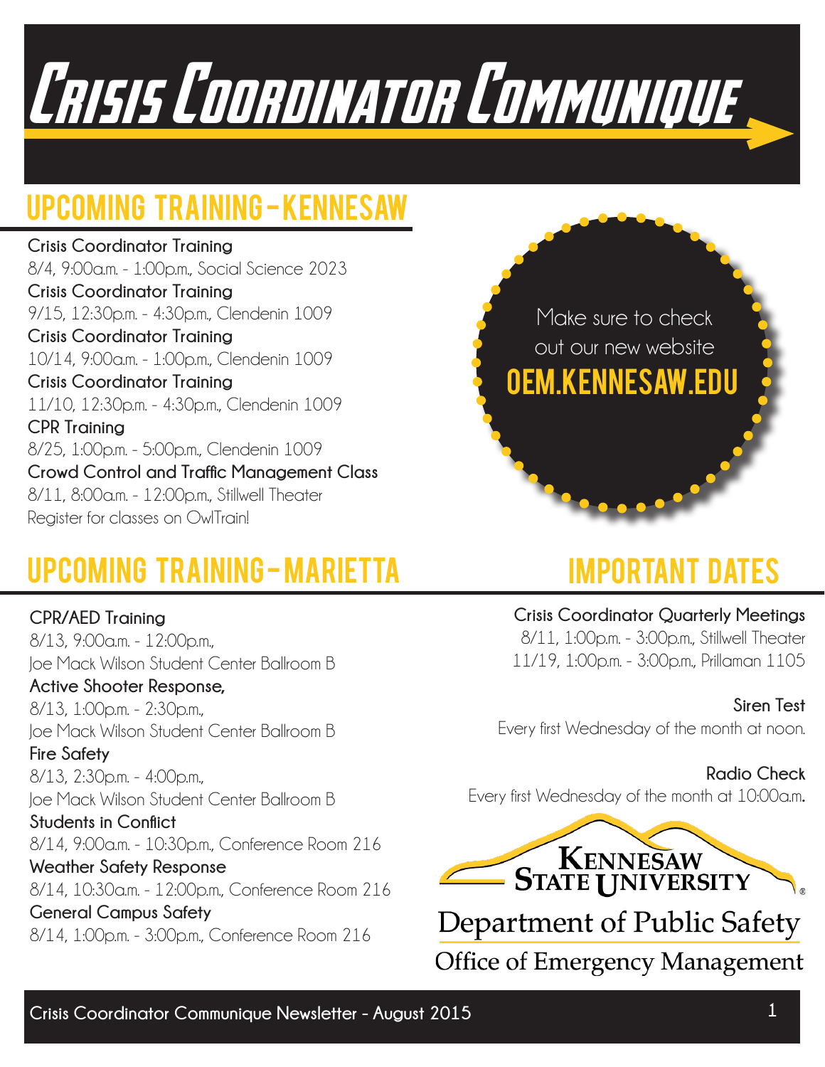# Crisis Coordinator Communique

## Upcoming Training - Kennesaw

**Crisis Coordinator Training**
8/4, 9:00a.m. - 1:00p.m., Social Science 2023

**Crisis Coordinator Training**
9/15, 12:30p.m. - 4:30p.m., Clendenin 1009

**Crisis Coordinator Training**
10/14, 9:00a.m. - 1:00p.m., Clendenin 1009

**Crisis Coordinator Training**
11/10, 12:30p.m. - 4:30p.m., Clendenin 1009

**CPR Training**
8/25, 1:00p.m. - 5:00p.m., Clendenin 1009

**Crowd Control and Traffic Management Class**
8/11, 8:00a.m. - 12:00p.m., Stillwell Theater

Register for classes on OwlTrain!

Make sure to check out our new website **OEM.KENNESAW.EDU**

## Upcoming Training - Marietta

**CPR/AED Training**
8/13, 9:00a.m. - 12:00p.m.,
Joe Mack Wilson Student Center Ballroom B

**Active Shooter Response,**
8/13, 1:00p.m. - 2:30p.m.,
Joe Mack Wilson Student Center Ballroom B

**Fire Safety**
8/13, 2:30p.m. - 4:00p.m.,
Joe Mack Wilson Student Center Ballroom B

**Students in Conflict**
8/14, 9:00a.m. - 10:30p.m., Conference Room 216

**Weather Safety Response**
8/14, 10:30a.m. - 12:00p.m., Conference Room 216

**General Campus Safety**
8/14, 1:00p.m. - 3:00p.m., Conference Room 216

## Important Dates

**Crisis Coordinator Quarterly Meetings**
8/11, 1:00p.m. - 3:00p.m., Stillwell Theater
11/19, 1:00p.m. - 3:00p.m., Prillaman 1105

**Siren Test**
Every first Wednesday of the month at noon.

**Radio Check**
Every first Wednesday of the month at 10:00a.m.

Kennesaw State University
Department of Public Safety
Office of Emergency Management

Crisis Coordinator Communique Newsletter - August 2015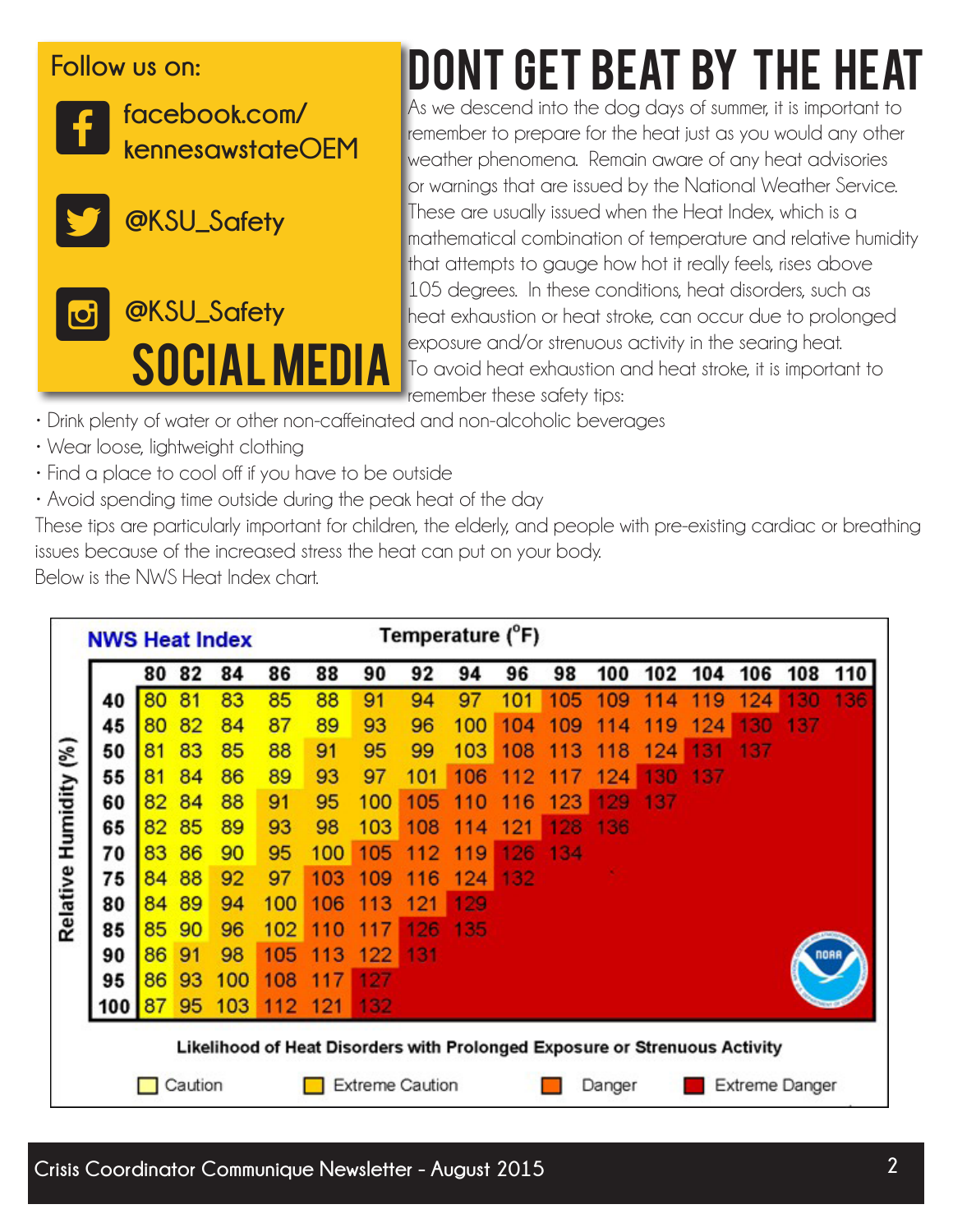Follow us on:

facebook.com/kennesawstateOEM

@KSU_Safety

@KSU_Safety

## SOCIAL MEDIA

# DONT GET BEAT BY THE HEAT

As we descend into the dog days of summer, it is important to remember to prepare for the heat just as you would any other weather phenomena. Remain aware of any heat advisories or warnings that are issued by the National Weather Service. These are usually issued when the Heat Index, which is a mathematical combination of temperature and relative humidity that attempts to gauge how hot it really feels, rises above 105 degrees. In these conditions, heat disorders, such as heat exhaustion or heat stroke, can occur due to prolonged exposure and/or strenuous activity in the searing heat. To avoid heat exhaustion and heat stroke, it is important to remember these safety tips:

- Drink plenty of water or other non-caffeinated and non-alcoholic beverages
- Wear loose, lightweight clothing
- Find a place to cool off if you have to be outside
- Avoid spending time outside during the peak heat of the day

These tips are particularly important for children, the elderly, and people with pre-existing cardiac or breathing issues because of the increased stress the heat can put on your body.

Below is the NWS Heat Index chart.

**NWS Heat Index** — Temperature (°F)

| Relative Humidity (%) | 80 | 82 | 84 | 86 | 88 | 90 | 92 | 94 | 96 | 98 | 100 | 102 | 104 | 106 | 108 | 110 |
|---|---|---|---|---|---|---|---|---|---|---|---|---|---|---|---|---|
| 40 | 80 | 81 | 83 | 85 | 88 | 91 | 94 | 97 | 101 | 105 | 109 | 114 | 119 | 124 | 130 | 136 |
| 45 | 80 | 82 | 84 | 87 | 89 | 93 | 96 | 100 | 104 | 109 | 114 | 119 | 124 | 130 | 137 | |
| 50 | 81 | 83 | 85 | 88 | 91 | 95 | 99 | 103 | 108 | 113 | 118 | 124 | 131 | 137 | | |
| 55 | 81 | 84 | 86 | 89 | 93 | 97 | 101 | 106 | 112 | 117 | 124 | 130 | 137 | | | |
| 60 | 82 | 84 | 88 | 91 | 95 | 100 | 105 | 110 | 116 | 123 | 129 | 137 | | | | |
| 65 | 82 | 85 | 89 | 93 | 98 | 103 | 108 | 114 | 121 | 128 | 136 | | | | | |
| 70 | 83 | 86 | 90 | 95 | 100 | 105 | 112 | 119 | 126 | 134 | | | | | | |
| 75 | 84 | 88 | 92 | 97 | 103 | 109 | 116 | 124 | 132 | | | | | | | |
| 80 | 84 | 89 | 94 | 100 | 106 | 113 | 121 | 129 | | | | | | | | |
| 85 | 85 | 90 | 96 | 102 | 110 | 117 | 126 | 135 | | | | | | | | |
| 90 | 86 | 91 | 98 | 105 | 113 | 122 | 131 | | | | | | | | | |
| 95 | 86 | 93 | 100 | 108 | 117 | 127 | | | | | | | | | | |
| 100 | 87 | 95 | 103 | 112 | 121 | 132 | | | | | | | | | | |

Likelihood of Heat Disorders with Prolonged Exposure or Strenuous Activity

Caution — Extreme Caution — Danger — Extreme Danger

Crisis Coordinator Communique Newsletter - August 2015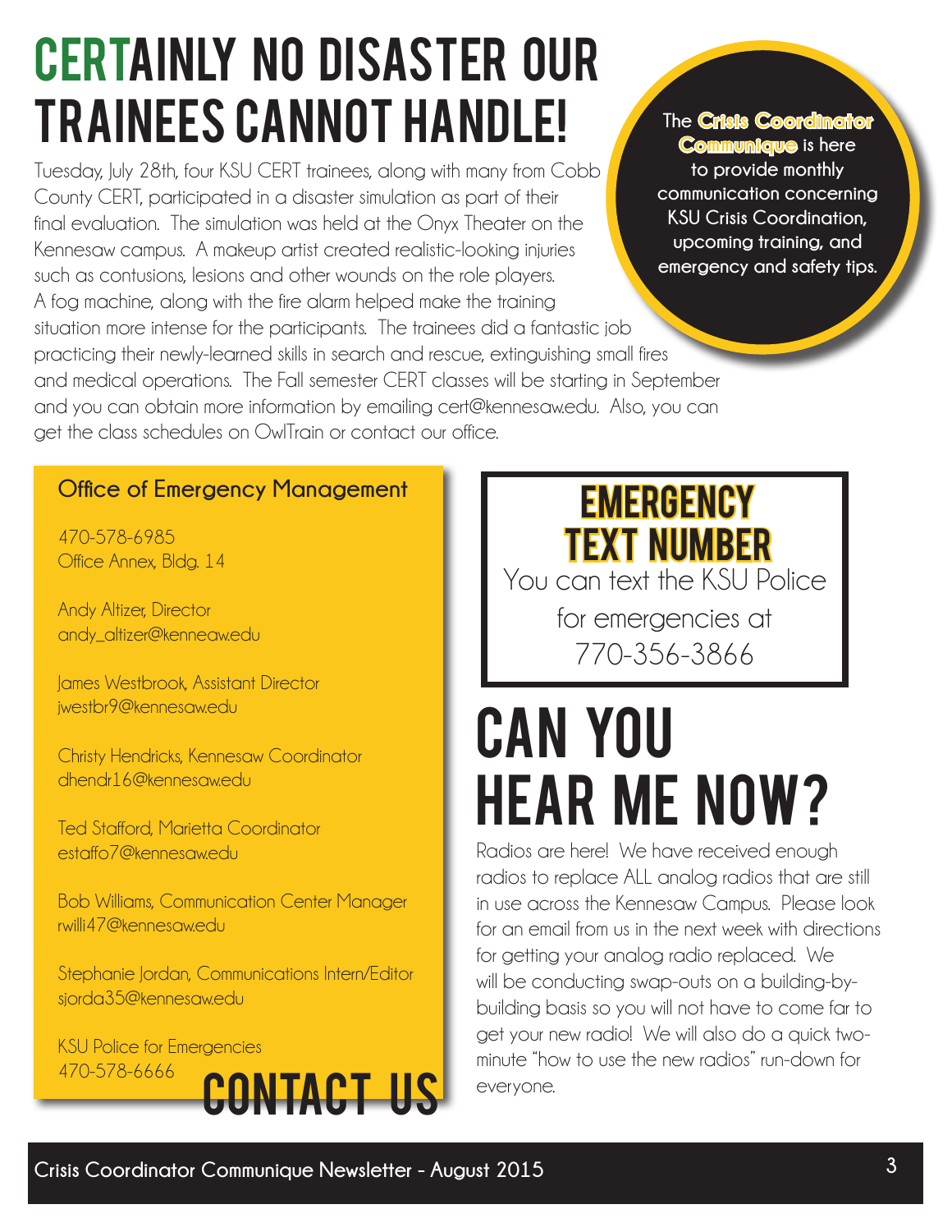# CERTAINLY NO DISASTER OUR TRAINEES CANNOT HANDLE!

Tuesday, July 28th, four KSU CERT trainees, along with many from Cobb County CERT, participated in a disaster simulation as part of their final evaluation. The simulation was held at the Onyx Theater on the Kennesaw campus. A makeup artist created realistic-looking injuries such as contusions, lesions and other wounds on the role players. A fog machine, along with the fire alarm helped make the training situation more intense for the participants. The trainees did a fantastic job practicing their newly-learned skills in search and rescue, extinguishing small fires and medical operations. The Fall semester CERT classes will be starting in September and you can obtain more information by emailing cert@kennesaw.edu. Also, you can get the class schedules on OwlTrain or contact our office.

The **Crisis Coordinator Communique** is here to provide monthly communication concerning KSU Crisis Coordination, upcoming training, and emergency and safety tips.

## CONTACT US

**Office of Emergency Management**

470-578-6985
Office Annex, Bldg. 14

Andy Altizer, Director
andy_altizer@kenneaw.edu

James Westbrook, Assistant Director
jwestbr9@kennesaw.edu

Christy Hendricks, Kennesaw Coordinator
dhendr16@kennesaw.edu

Ted Stafford, Marietta Coordinator
estaffo7@kennesaw.edu

Bob Williams, Communication Center Manager
rwilli47@kennesaw.edu

Stephanie Jordan, Communications Intern/Editor
sjorda35@kennesaw.edu

KSU Police for Emergencies
470-578-6666

## EMERGENCY TEXT NUMBER

You can text the KSU Police for emergencies at 770-356-3866

# CAN YOU HEAR ME NOW?

Radios are here! We have received enough radios to replace ALL analog radios that are still in use across the Kennesaw Campus. Please look for an email from us in the next week with directions for getting your analog radio replaced. We will be conducting swap-outs on a building-by-building basis so you will not have to come far to get your new radio! We will also do a quick two-minute "how to use the new radios" run-down for everyone.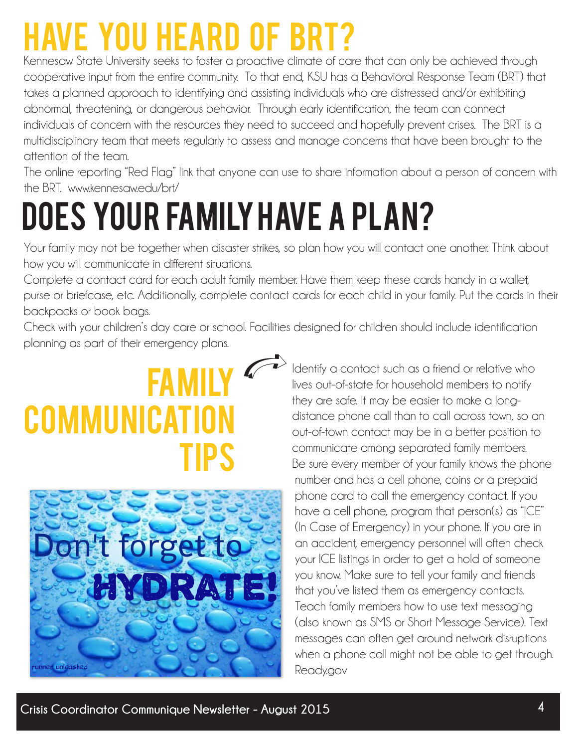# HAVE YOU HEARD OF BRT?

Kennesaw State University seeks to foster a proactive climate of care that can only be achieved through cooperative input from the entire community. To that end, KSU has a Behavioral Response Team (BRT) that takes a planned approach to identifying and assisting individuals who are distressed and/or exhibiting abnormal, threatening, or dangerous behavior. Through early identification, the team can connect individuals of concern with the resources they need to succeed and hopefully prevent crises. The BRT is a multidisciplinary team that meets regularly to assess and manage concerns that have been brought to the attention of the team.

The online reporting "Red Flag" link that anyone can use to share information about a person of concern with the BRT. www.kennesaw.edu/brt/

# DOES YOUR FAMILY HAVE A PLAN?

Your family may not be together when disaster strikes, so plan how you will contact one another. Think about how you will communicate in different situations.

Complete a contact card for each adult family member. Have them keep these cards handy in a wallet, purse or briefcase, etc. Additionally, complete contact cards for each child in your family. Put the cards in their backpacks or book bags.

Check with your children's day care or school. Facilities designed for children should include identification planning as part of their emergency plans.

## FAMILY COMMUNICATION TIPS

Identify a contact such as a friend or relative who lives out-of-state for household members to notify they are safe. It may be easier to make a long-distance phone call than to call across town, so an out-of-town contact may be in a better position to communicate among separated family members.

Be sure every member of your family knows the phone number and has a cell phone, coins or a prepaid phone card to call the emergency contact. If you have a cell phone, program that person(s) as "ICE" (In Case of Emergency) in your phone. If you are in an accident, emergency personnel will often check your ICE listings in order to get a hold of someone you know. Make sure to tell your family and friends that you've listed them as emergency contacts.

Teach family members how to use text messaging (also known as SMS or Short Message Service). Text messages can often get around network disruptions when a phone call might not be able to get through.

Ready.gov

Don't forget to HYDRATE!

runner unleashed